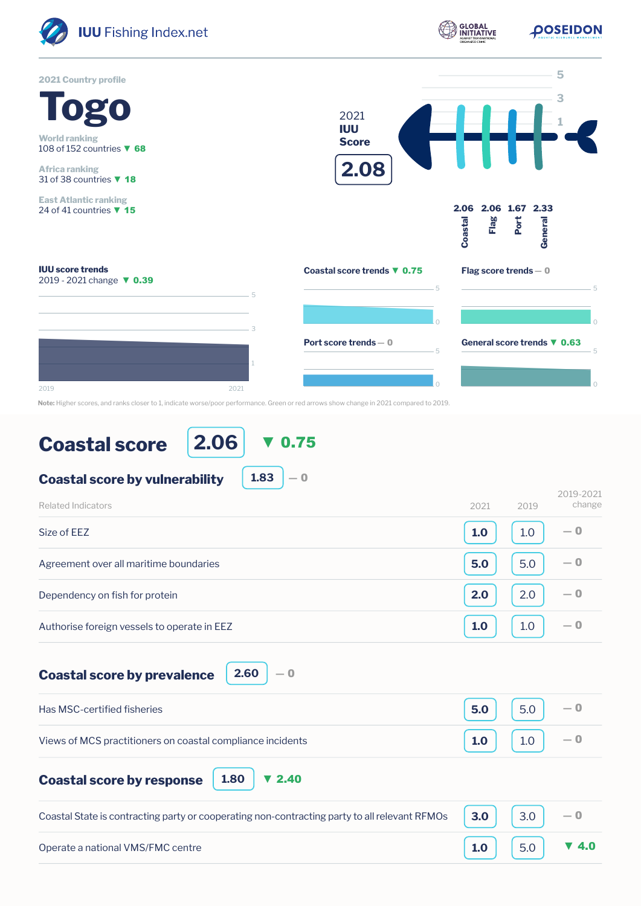IUU Fishing Index.net

2021 Country profile

# Togo

World ranking
108 of 152 countries ▼ 68

Africa ranking
31 of 38 countries ▼ 18

East Atlantic ranking
24 of 41 countries ▼ 15

2021
**IUU Score**

**2.08**

| Coastal | Flag | Port | General |
|---|---|---|---|
| 2.06 | 2.06 | 1.67 | 2.33 |

**IUU score trends**
2019 - 2021 change ▼ 0.39

**Coastal score trends** ▼ 0.75

**Flag score trends** — 0

**Port score trends** — 0

**General score trends** ▼ 0.63

**Note:** Higher scores, and ranks closer to 1, indicate worse/poor performance. Green or red arrows show change in 2021 compared to 2019.

## Coastal score 2.06 ▼ 0.75

### Coastal score by vulnerability 1.83 — 0

| Related Indicators | 2021 | 2019 | 2019-2021 change |
|---|---|---|---|
| Size of EEZ | 1.0 | 1.0 | — 0 |
| Agreement over all maritime boundaries | 5.0 | 5.0 | — 0 |
| Dependency on fish for protein | 2.0 | 2.0 | — 0 |
| Authorise foreign vessels to operate in EEZ | 1.0 | 1.0 | — 0 |

### Coastal score by prevalence 2.60 — 0

| Related Indicators | 2021 | 2019 | 2019-2021 change |
|---|---|---|---|
| Has MSC-certified fisheries | 5.0 | 5.0 | — 0 |
| Views of MCS practitioners on coastal compliance incidents | 1.0 | 1.0 | — 0 |

### Coastal score by response 1.80 ▼ 2.40

| Related Indicators | 2021 | 2019 | 2019-2021 change |
|---|---|---|---|
| Coastal State is contracting party or cooperating non-contracting party to all relevant RFMOs | 3.0 | 3.0 | — 0 |
| Operate a national VMS/FMC centre | 1.0 | 5.0 | ▼ 4.0 |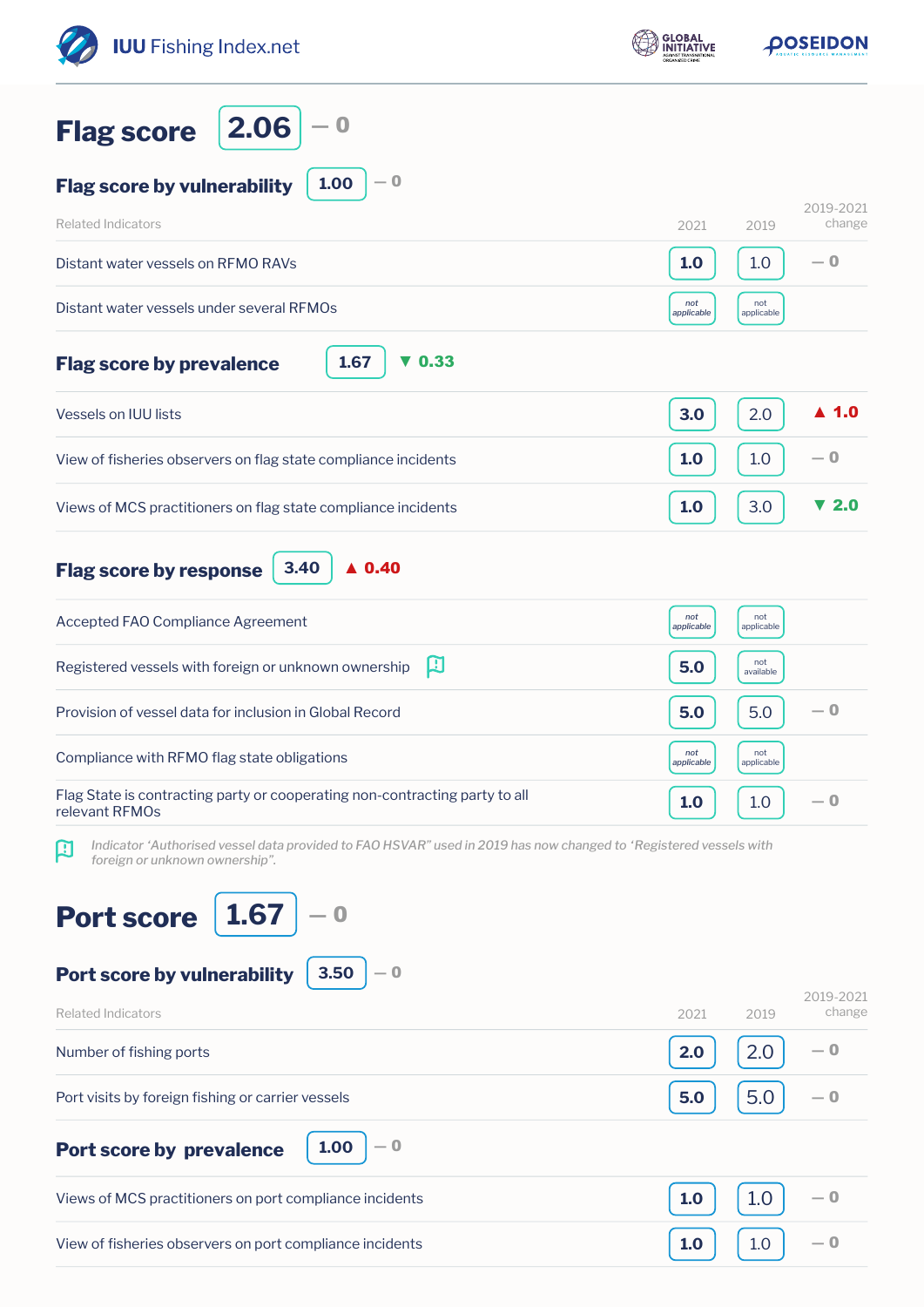## Flag score 2.06 — 0

### Flag score by vulnerability 1.00 — 0

| Related Indicators | 2021 | 2019 | 2019-2021 change |
|---|---|---|---|
| Distant water vessels on RFMO RAVs | 1.0 | 1.0 | — 0 |
| Distant water vessels under several RFMOs | not applicable | not applicable | |

### Flag score by prevalence 1.67 ▼ 0.33

| Related Indicators | 2021 | 2019 | 2019-2021 change |
|---|---|---|---|
| Vessels on IUU lists | 3.0 | 2.0 | ▲ 1.0 |
| View of fisheries observers on flag state compliance incidents | 1.0 | 1.0 | — 0 |
| Views of MCS practitioners on flag state compliance incidents | 1.0 | 3.0 | ▼ 2.0 |

### Flag score by response 3.40 ▲ 0.40

| Related Indicators | 2021 | 2019 | 2019-2021 change |
|---|---|---|---|
| Accepted FAO Compliance Agreement | not applicable | not applicable | |
| Registered vessels with foreign or unknown ownership | 5.0 | not available | |
| Provision of vessel data for inclusion in Global Record | 5.0 | 5.0 | — 0 |
| Compliance with RFMO flag state obligations | not applicable | not applicable | |
| Flag State is contracting party or cooperating non-contracting party to all relevant RFMOs | 1.0 | 1.0 | — 0 |

*Indicator 'Authorised vessel data provided to FAO HSVAR" used in 2019 has now changed to 'Registered vessels with foreign or unknown ownership".*

## Port score 1.67 — 0

### Port score by vulnerability 3.50 — 0

| Related Indicators | 2021 | 2019 | 2019-2021 change |
|---|---|---|---|
| Number of fishing ports | 2.0 | 2.0 | — 0 |
| Port visits by foreign fishing or carrier vessels | 5.0 | 5.0 | — 0 |

### Port score by prevalence 1.00 — 0

| Related Indicators | 2021 | 2019 | 2019-2021 change |
|---|---|---|---|
| Views of MCS practitioners on port compliance incidents | 1.0 | 1.0 | — 0 |
| View of fisheries observers on port compliance incidents | 1.0 | 1.0 | — 0 |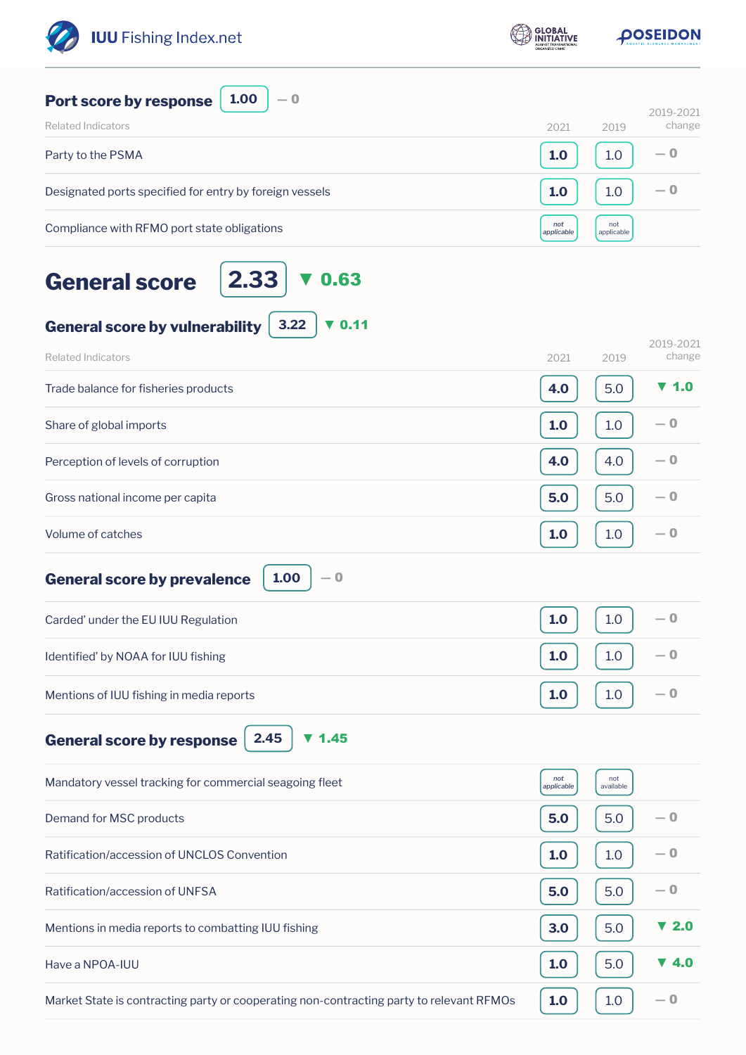## Port score by response 1.00 — 0

| Related Indicators | 2021 | 2019 | 2019-2021 change |
|---|---|---|---|
| Party to the PSMA | 1.0 | 1.0 | — 0 |
| Designated ports specified for entry by foreign vessels | 1.0 | 1.0 | — 0 |
| Compliance with RFMO port state obligations | not applicable | not applicable | |

# General score 2.33 ▼ 0.63

## General score by vulnerability 3.22 ▼ 0.11

| Related Indicators | 2021 | 2019 | 2019-2021 change |
|---|---|---|---|
| Trade balance for fisheries products | 4.0 | 5.0 | ▼ 1.0 |
| Share of global imports | 1.0 | 1.0 | — 0 |
| Perception of levels of corruption | 4.0 | 4.0 | — 0 |
| Gross national income per capita | 5.0 | 5.0 | — 0 |
| Volume of catches | 1.0 | 1.0 | — 0 |

## General score by prevalence 1.00 — 0

| | | | |
|---|---|---|---|
| Carded' under the EU IUU Regulation | 1.0 | 1.0 | — 0 |
| Identified' by NOAA for IUU fishing | 1.0 | 1.0 | — 0 |
| Mentions of IUU fishing in media reports | 1.0 | 1.0 | — 0 |

## General score by response 2.45 ▼ 1.45

| | | | |
|---|---|---|---|
| Mandatory vessel tracking for commercial seagoing fleet | not applicable | not available | |
| Demand for MSC products | 5.0 | 5.0 | — 0 |
| Ratification/accession of UNCLOS Convention | 1.0 | 1.0 | — 0 |
| Ratification/accession of UNFSA | 5.0 | 5.0 | — 0 |
| Mentions in media reports to combatting IUU fishing | 3.0 | 5.0 | ▼ 2.0 |
| Have a NPOA-IUU | 1.0 | 5.0 | ▼ 4.0 |
| Market State is contracting party or cooperating non-contracting party to relevant RFMOs | 1.0 | 1.0 | — 0 |